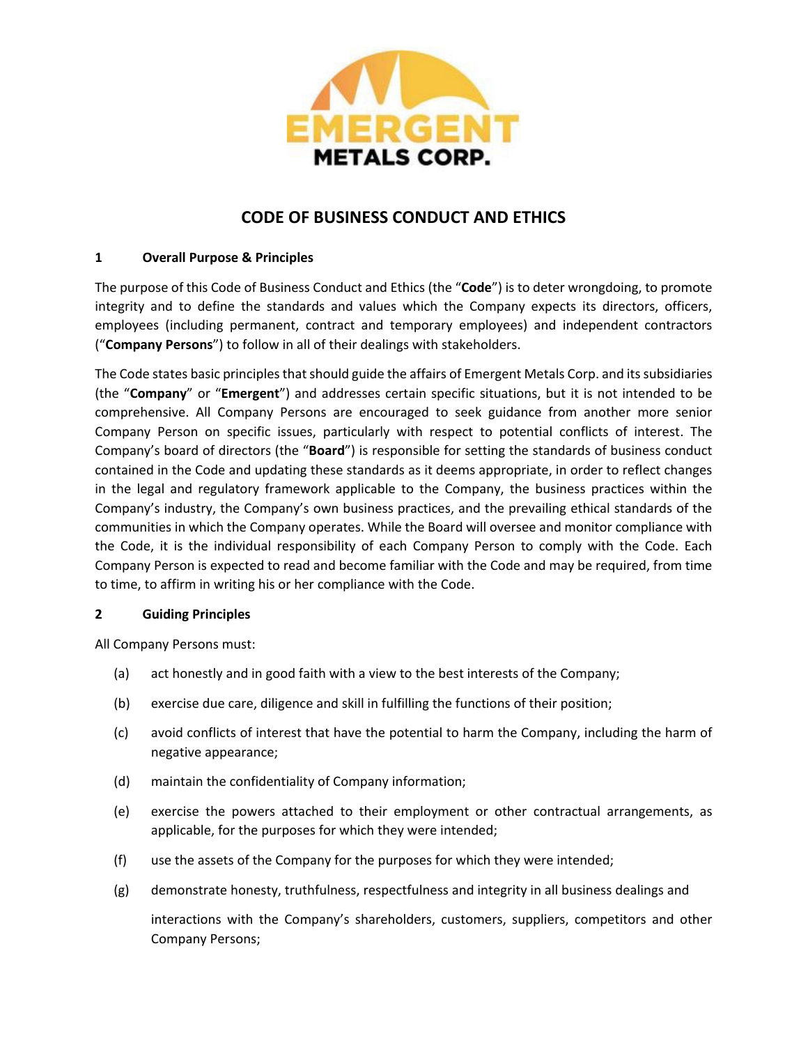EMERGENT METALS CORP.

# CODE OF BUSINESS CONDUCT AND ETHICS

## 1 Overall Purpose & Principles

The purpose of this Code of Business Conduct and Ethics (the "**Code**") is to deter wrongdoing, to promote integrity and to define the standards and values which the Company expects its directors, officers, employees (including permanent, contract and temporary employees) and independent contractors ("**Company Persons**") to follow in all of their dealings with stakeholders.

The Code states basic principles that should guide the affairs of Emergent Metals Corp. and its subsidiaries (the "**Company**" or "**Emergent**") and addresses certain specific situations, but it is not intended to be comprehensive. All Company Persons are encouraged to seek guidance from another more senior Company Person on specific issues, particularly with respect to potential conflicts of interest. The Company's board of directors (the "**Board**") is responsible for setting the standards of business conduct contained in the Code and updating these standards as it deems appropriate, in order to reflect changes in the legal and regulatory framework applicable to the Company, the business practices within the Company's industry, the Company's own business practices, and the prevailing ethical standards of the communities in which the Company operates. While the Board will oversee and monitor compliance with the Code, it is the individual responsibility of each Company Person to comply with the Code. Each Company Person is expected to read and become familiar with the Code and may be required, from time to time, to affirm in writing his or her compliance with the Code.

## 2 Guiding Principles

All Company Persons must:

(a) act honestly and in good faith with a view to the best interests of the Company;

(b) exercise due care, diligence and skill in fulfilling the functions of their position;

(c) avoid conflicts of interest that have the potential to harm the Company, including the harm of negative appearance;

(d) maintain the confidentiality of Company information;

(e) exercise the powers attached to their employment or other contractual arrangements, as applicable, for the purposes for which they were intended;

(f) use the assets of the Company for the purposes for which they were intended;

(g) demonstrate honesty, truthfulness, respectfulness and integrity in all business dealings and interactions with the Company's shareholders, customers, suppliers, competitors and other Company Persons;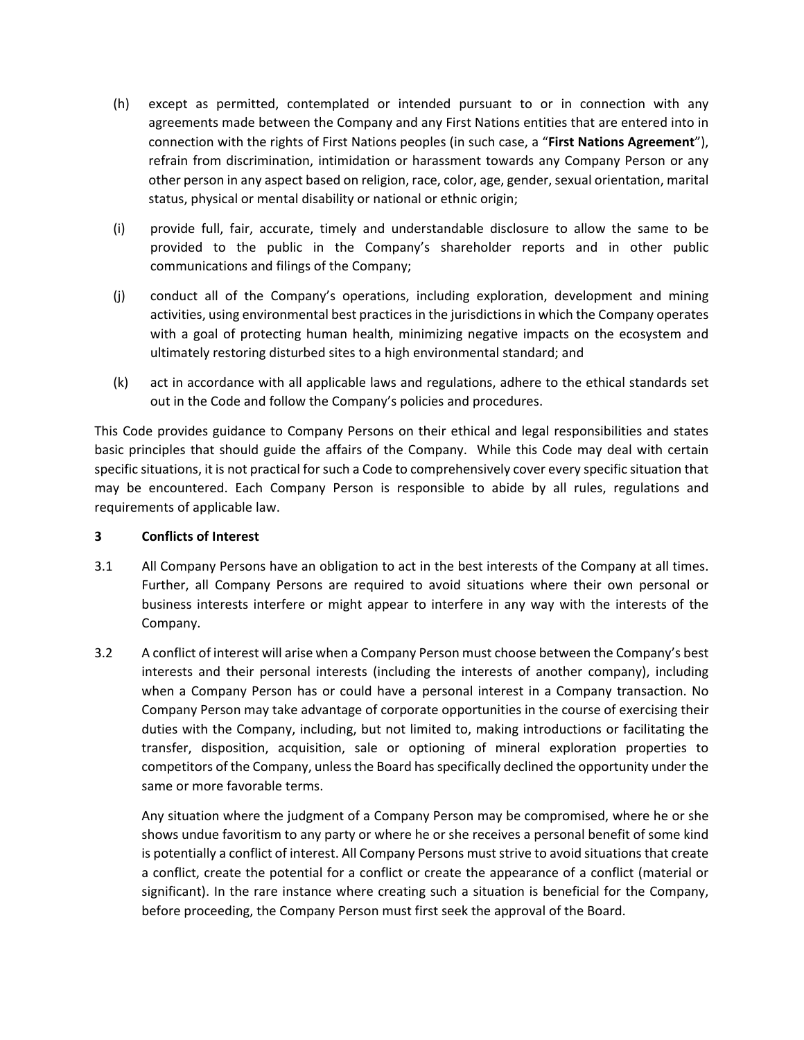(h) except as permitted, contemplated or intended pursuant to or in connection with any agreements made between the Company and any First Nations entities that are entered into in connection with the rights of First Nations peoples (in such case, a "**First Nations Agreement**"), refrain from discrimination, intimidation or harassment towards any Company Person or any other person in any aspect based on religion, race, color, age, gender, sexual orientation, marital status, physical or mental disability or national or ethnic origin;

(i) provide full, fair, accurate, timely and understandable disclosure to allow the same to be provided to the public in the Company's shareholder reports and in other public communications and filings of the Company;

(j) conduct all of the Company's operations, including exploration, development and mining activities, using environmental best practices in the jurisdictions in which the Company operates with a goal of protecting human health, minimizing negative impacts on the ecosystem and ultimately restoring disturbed sites to a high environmental standard; and

(k) act in accordance with all applicable laws and regulations, adhere to the ethical standards set out in the Code and follow the Company's policies and procedures.

This Code provides guidance to Company Persons on their ethical and legal responsibilities and states basic principles that should guide the affairs of the Company. While this Code may deal with certain specific situations, it is not practical for such a Code to comprehensively cover every specific situation that may be encountered. Each Company Person is responsible to abide by all rules, regulations and requirements of applicable law.

## 3 Conflicts of Interest

3.1 All Company Persons have an obligation to act in the best interests of the Company at all times. Further, all Company Persons are required to avoid situations where their own personal or business interests interfere or might appear to interfere in any way with the interests of the Company.

3.2 A conflict of interest will arise when a Company Person must choose between the Company's best interests and their personal interests (including the interests of another company), including when a Company Person has or could have a personal interest in a Company transaction. No Company Person may take advantage of corporate opportunities in the course of exercising their duties with the Company, including, but not limited to, making introductions or facilitating the transfer, disposition, acquisition, sale or optioning of mineral exploration properties to competitors of the Company, unless the Board has specifically declined the opportunity under the same or more favorable terms.

Any situation where the judgment of a Company Person may be compromised, where he or she shows undue favoritism to any party or where he or she receives a personal benefit of some kind is potentially a conflict of interest. All Company Persons must strive to avoid situations that create a conflict, create the potential for a conflict or create the appearance of a conflict (material or significant). In the rare instance where creating such a situation is beneficial for the Company, before proceeding, the Company Person must first seek the approval of the Board.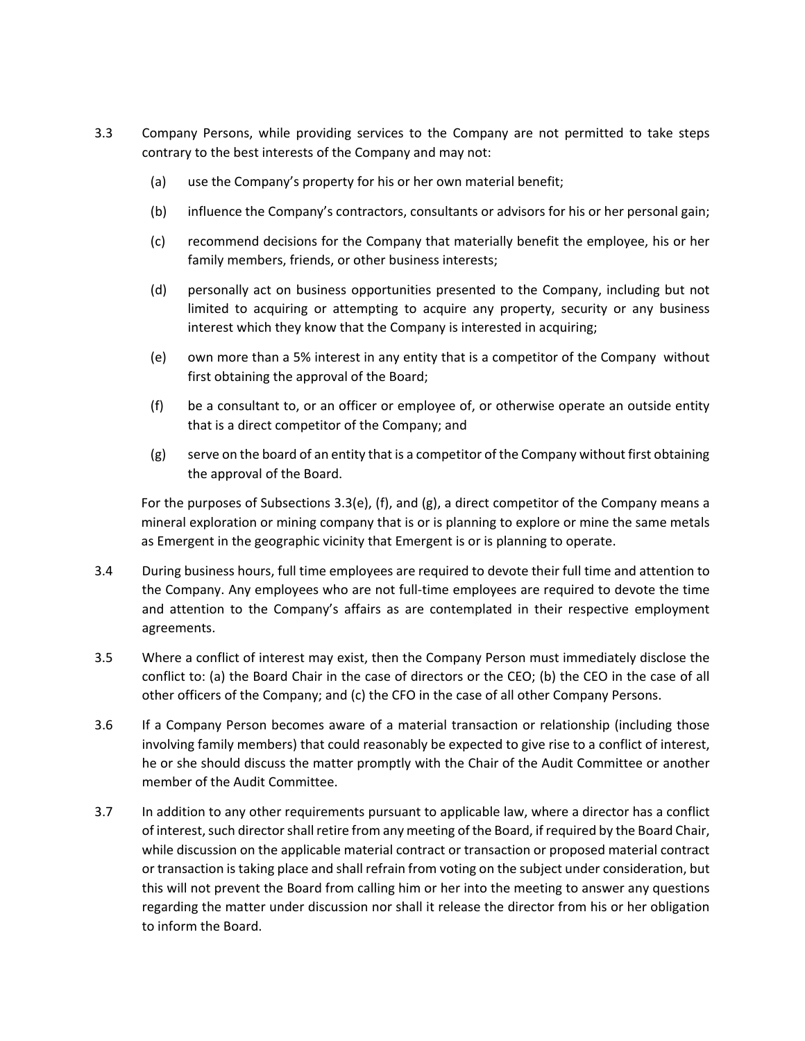3.3 Company Persons, while providing services to the Company are not permitted to take steps contrary to the best interests of the Company and may not:

   (a) use the Company's property for his or her own material benefit;

   (b) influence the Company's contractors, consultants or advisors for his or her personal gain;

   (c) recommend decisions for the Company that materially benefit the employee, his or her family members, friends, or other business interests;

   (d) personally act on business opportunities presented to the Company, including but not limited to acquiring or attempting to acquire any property, security or any business interest which they know that the Company is interested in acquiring;

   (e) own more than a 5% interest in any entity that is a competitor of the Company without first obtaining the approval of the Board;

   (f) be a consultant to, or an officer or employee of, or otherwise operate an outside entity that is a direct competitor of the Company; and

   (g) serve on the board of an entity that is a competitor of the Company without first obtaining the approval of the Board.

   For the purposes of Subsections 3.3(e), (f), and (g), a direct competitor of the Company means a mineral exploration or mining company that is or is planning to explore or mine the same metals as Emergent in the geographic vicinity that Emergent is or is planning to operate.

3.4 During business hours, full time employees are required to devote their full time and attention to the Company. Any employees who are not full-time employees are required to devote the time and attention to the Company's affairs as are contemplated in their respective employment agreements.

3.5 Where a conflict of interest may exist, then the Company Person must immediately disclose the conflict to: (a) the Board Chair in the case of directors or the CEO; (b) the CEO in the case of all other officers of the Company; and (c) the CFO in the case of all other Company Persons.

3.6 If a Company Person becomes aware of a material transaction or relationship (including those involving family members) that could reasonably be expected to give rise to a conflict of interest, he or she should discuss the matter promptly with the Chair of the Audit Committee or another member of the Audit Committee.

3.7 In addition to any other requirements pursuant to applicable law, where a director has a conflict of interest, such director shall retire from any meeting of the Board, if required by the Board Chair, while discussion on the applicable material contract or transaction or proposed material contract or transaction is taking place and shall refrain from voting on the subject under consideration, but this will not prevent the Board from calling him or her into the meeting to answer any questions regarding the matter under discussion nor shall it release the director from his or her obligation to inform the Board.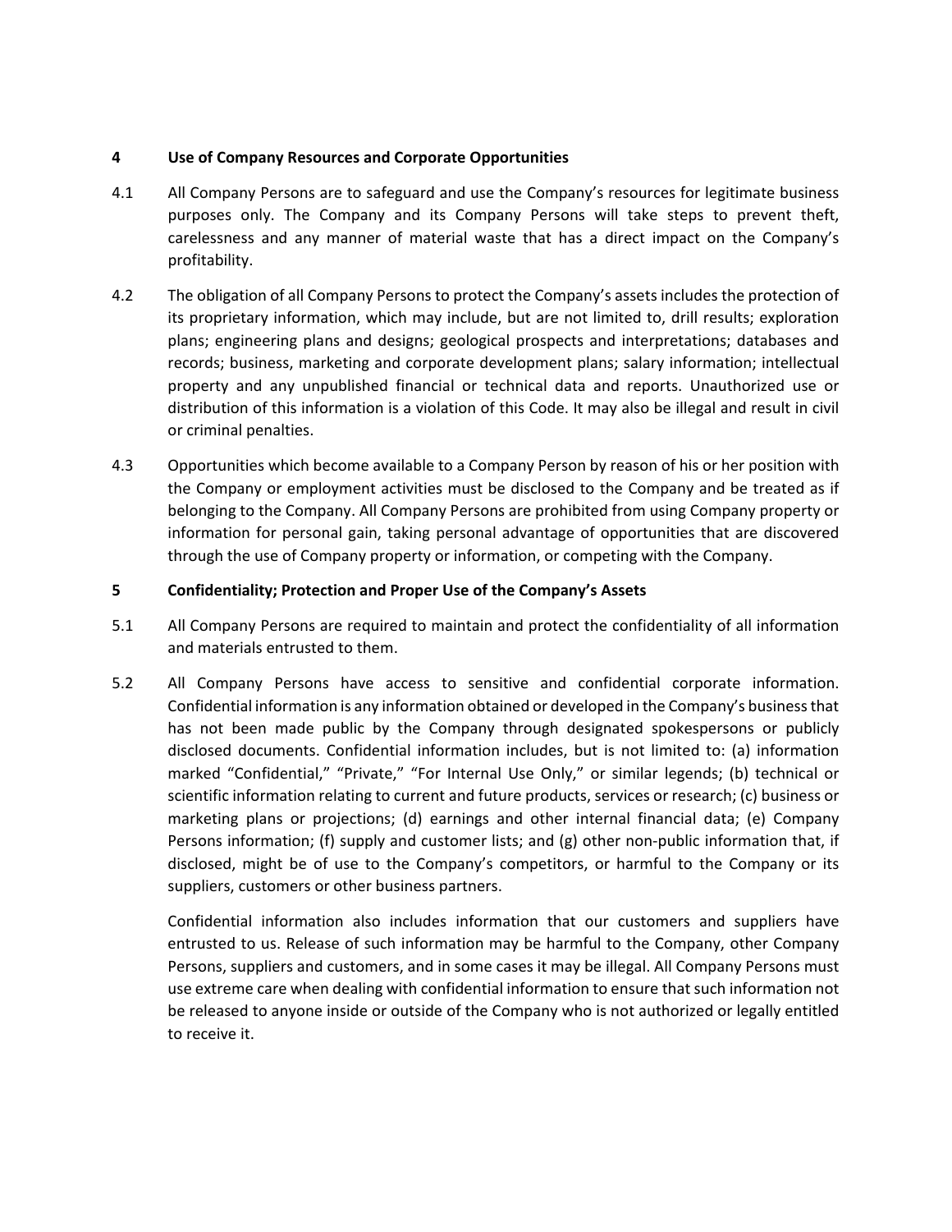## 4 Use of Company Resources and Corporate Opportunities

4.1 All Company Persons are to safeguard and use the Company's resources for legitimate business purposes only. The Company and its Company Persons will take steps to prevent theft, carelessness and any manner of material waste that has a direct impact on the Company's profitability.

4.2 The obligation of all Company Persons to protect the Company's assets includes the protection of its proprietary information, which may include, but are not limited to, drill results; exploration plans; engineering plans and designs; geological prospects and interpretations; databases and records; business, marketing and corporate development plans; salary information; intellectual property and any unpublished financial or technical data and reports. Unauthorized use or distribution of this information is a violation of this Code. It may also be illegal and result in civil or criminal penalties.

4.3 Opportunities which become available to a Company Person by reason of his or her position with the Company or employment activities must be disclosed to the Company and be treated as if belonging to the Company. All Company Persons are prohibited from using Company property or information for personal gain, taking personal advantage of opportunities that are discovered through the use of Company property or information, or competing with the Company.

## 5 Confidentiality; Protection and Proper Use of the Company's Assets

5.1 All Company Persons are required to maintain and protect the confidentiality of all information and materials entrusted to them.

5.2 All Company Persons have access to sensitive and confidential corporate information. Confidential information is any information obtained or developed in the Company's business that has not been made public by the Company through designated spokespersons or publicly disclosed documents. Confidential information includes, but is not limited to: (a) information marked "Confidential," "Private," "For Internal Use Only," or similar legends; (b) technical or scientific information relating to current and future products, services or research; (c) business or marketing plans or projections; (d) earnings and other internal financial data; (e) Company Persons information; (f) supply and customer lists; and (g) other non-public information that, if disclosed, might be of use to the Company's competitors, or harmful to the Company or its suppliers, customers or other business partners.

Confidential information also includes information that our customers and suppliers have entrusted to us. Release of such information may be harmful to the Company, other Company Persons, suppliers and customers, and in some cases it may be illegal. All Company Persons must use extreme care when dealing with confidential information to ensure that such information not be released to anyone inside or outside of the Company who is not authorized or legally entitled to receive it.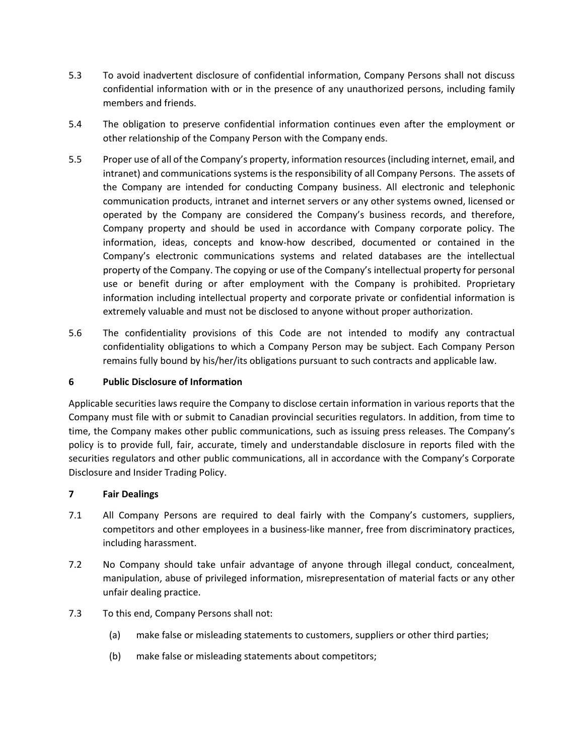5.3 To avoid inadvertent disclosure of confidential information, Company Persons shall not discuss confidential information with or in the presence of any unauthorized persons, including family members and friends.

5.4 The obligation to preserve confidential information continues even after the employment or other relationship of the Company Person with the Company ends.

5.5 Proper use of all of the Company's property, information resources (including internet, email, and intranet) and communications systems is the responsibility of all Company Persons. The assets of the Company are intended for conducting Company business. All electronic and telephonic communication products, intranet and internet servers or any other systems owned, licensed or operated by the Company are considered the Company's business records, and therefore, Company property and should be used in accordance with Company corporate policy. The information, ideas, concepts and know-how described, documented or contained in the Company's electronic communications systems and related databases are the intellectual property of the Company. The copying or use of the Company's intellectual property for personal use or benefit during or after employment with the Company is prohibited. Proprietary information including intellectual property and corporate private or confidential information is extremely valuable and must not be disclosed to anyone without proper authorization.

5.6 The confidentiality provisions of this Code are not intended to modify any contractual confidentiality obligations to which a Company Person may be subject. Each Company Person remains fully bound by his/her/its obligations pursuant to such contracts and applicable law.

## 6 Public Disclosure of Information

Applicable securities laws require the Company to disclose certain information in various reports that the Company must file with or submit to Canadian provincial securities regulators. In addition, from time to time, the Company makes other public communications, such as issuing press releases. The Company's policy is to provide full, fair, accurate, timely and understandable disclosure in reports filed with the securities regulators and other public communications, all in accordance with the Company's Corporate Disclosure and Insider Trading Policy.

## 7 Fair Dealings

7.1 All Company Persons are required to deal fairly with the Company's customers, suppliers, competitors and other employees in a business-like manner, free from discriminatory practices, including harassment.

7.2 No Company should take unfair advantage of anyone through illegal conduct, concealment, manipulation, abuse of privileged information, misrepresentation of material facts or any other unfair dealing practice.

7.3 To this end, Company Persons shall not:

(a) make false or misleading statements to customers, suppliers or other third parties;

(b) make false or misleading statements about competitors;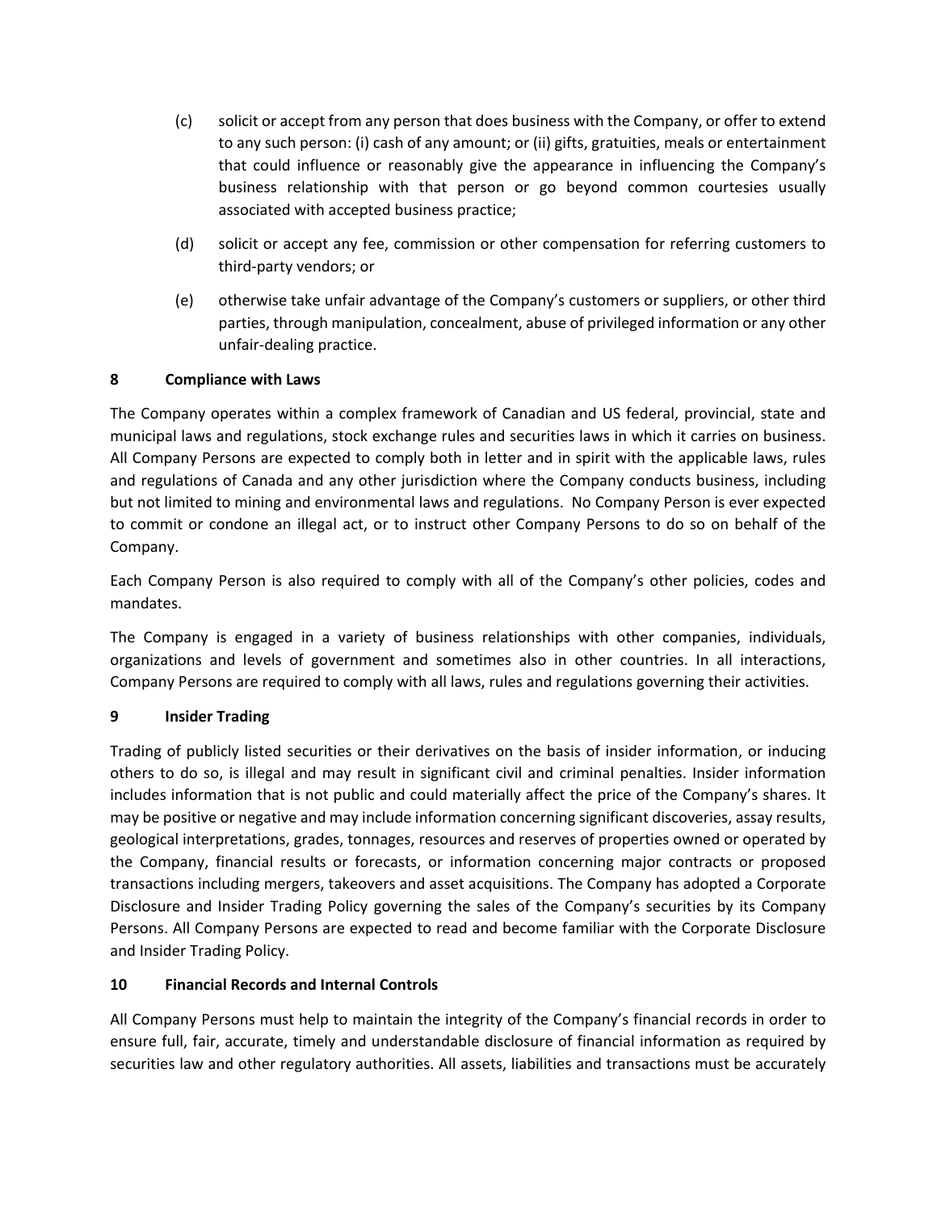(c) solicit or accept from any person that does business with the Company, or offer to extend to any such person: (i) cash of any amount; or (ii) gifts, gratuities, meals or entertainment that could influence or reasonably give the appearance in influencing the Company's business relationship with that person or go beyond common courtesies usually associated with accepted business practice;

(d) solicit or accept any fee, commission or other compensation for referring customers to third-party vendors; or

(e) otherwise take unfair advantage of the Company's customers or suppliers, or other third parties, through manipulation, concealment, abuse of privileged information or any other unfair-dealing practice.

## 8 Compliance with Laws

The Company operates within a complex framework of Canadian and US federal, provincial, state and municipal laws and regulations, stock exchange rules and securities laws in which it carries on business. All Company Persons are expected to comply both in letter and in spirit with the applicable laws, rules and regulations of Canada and any other jurisdiction where the Company conducts business, including but not limited to mining and environmental laws and regulations. No Company Person is ever expected to commit or condone an illegal act, or to instruct other Company Persons to do so on behalf of the Company.

Each Company Person is also required to comply with all of the Company's other policies, codes and mandates.

The Company is engaged in a variety of business relationships with other companies, individuals, organizations and levels of government and sometimes also in other countries. In all interactions, Company Persons are required to comply with all laws, rules and regulations governing their activities.

## 9 Insider Trading

Trading of publicly listed securities or their derivatives on the basis of insider information, or inducing others to do so, is illegal and may result in significant civil and criminal penalties. Insider information includes information that is not public and could materially affect the price of the Company's shares. It may be positive or negative and may include information concerning significant discoveries, assay results, geological interpretations, grades, tonnages, resources and reserves of properties owned or operated by the Company, financial results or forecasts, or information concerning major contracts or proposed transactions including mergers, takeovers and asset acquisitions. The Company has adopted a Corporate Disclosure and Insider Trading Policy governing the sales of the Company's securities by its Company Persons. All Company Persons are expected to read and become familiar with the Corporate Disclosure and Insider Trading Policy.

## 10 Financial Records and Internal Controls

All Company Persons must help to maintain the integrity of the Company's financial records in order to ensure full, fair, accurate, timely and understandable disclosure of financial information as required by securities law and other regulatory authorities. All assets, liabilities and transactions must be accurately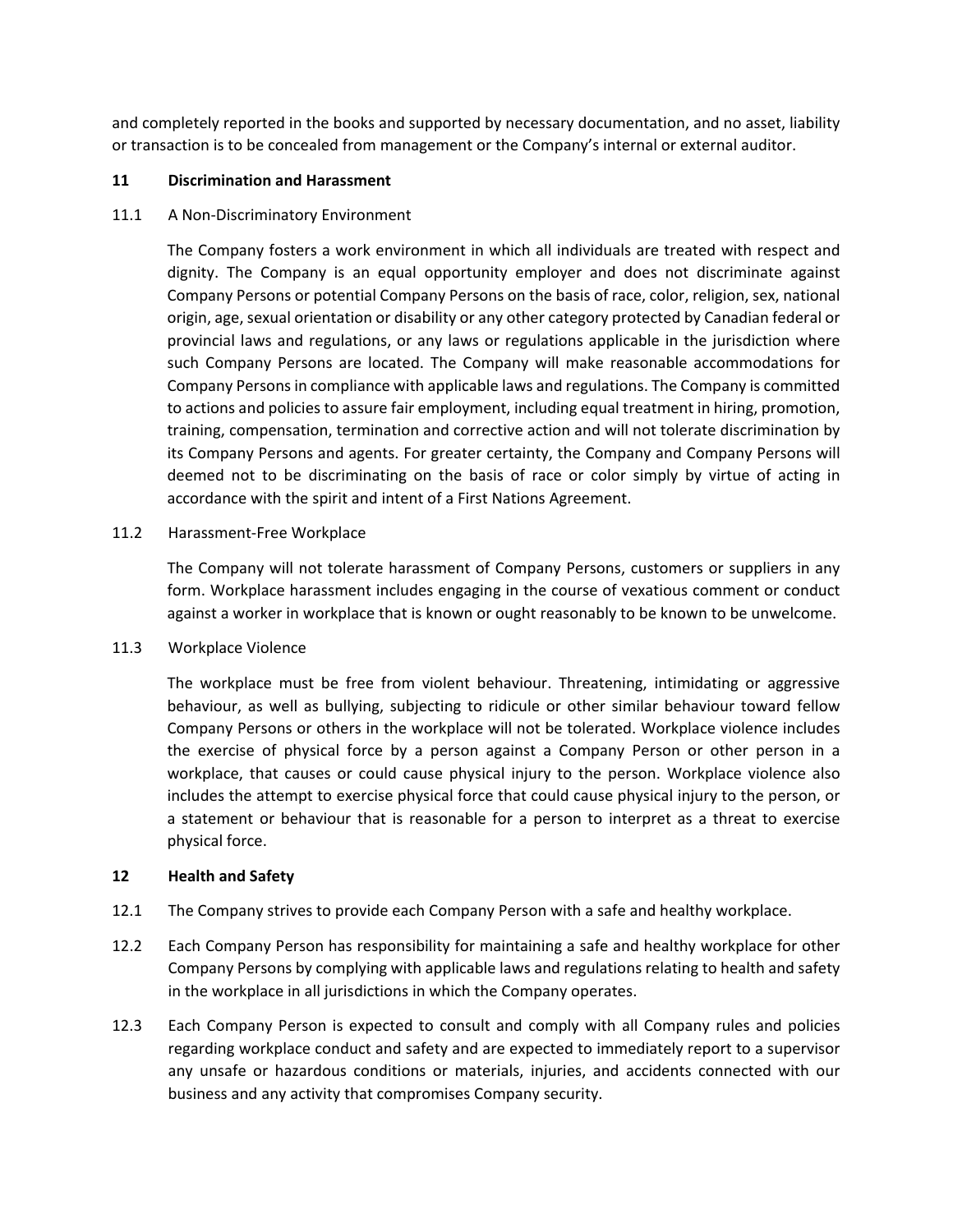and completely reported in the books and supported by necessary documentation, and no asset, liability or transaction is to be concealed from management or the Company's internal or external auditor.

## 11 Discrimination and Harassment

### 11.1 A Non-Discriminatory Environment

The Company fosters a work environment in which all individuals are treated with respect and dignity. The Company is an equal opportunity employer and does not discriminate against Company Persons or potential Company Persons on the basis of race, color, religion, sex, national origin, age, sexual orientation or disability or any other category protected by Canadian federal or provincial laws and regulations, or any laws or regulations applicable in the jurisdiction where such Company Persons are located. The Company will make reasonable accommodations for Company Persons in compliance with applicable laws and regulations. The Company is committed to actions and policies to assure fair employment, including equal treatment in hiring, promotion, training, compensation, termination and corrective action and will not tolerate discrimination by its Company Persons and agents. For greater certainty, the Company and Company Persons will deemed not to be discriminating on the basis of race or color simply by virtue of acting in accordance with the spirit and intent of a First Nations Agreement.

### 11.2 Harassment-Free Workplace

The Company will not tolerate harassment of Company Persons, customers or suppliers in any form. Workplace harassment includes engaging in the course of vexatious comment or conduct against a worker in workplace that is known or ought reasonably to be known to be unwelcome.

### 11.3 Workplace Violence

The workplace must be free from violent behaviour. Threatening, intimidating or aggressive behaviour, as well as bullying, subjecting to ridicule or other similar behaviour toward fellow Company Persons or others in the workplace will not be tolerated. Workplace violence includes the exercise of physical force by a person against a Company Person or other person in a workplace, that causes or could cause physical injury to the person. Workplace violence also includes the attempt to exercise physical force that could cause physical injury to the person, or a statement or behaviour that is reasonable for a person to interpret as a threat to exercise physical force.

## 12 Health and Safety

12.1 The Company strives to provide each Company Person with a safe and healthy workplace.

12.2 Each Company Person has responsibility for maintaining a safe and healthy workplace for other Company Persons by complying with applicable laws and regulations relating to health and safety in the workplace in all jurisdictions in which the Company operates.

12.3 Each Company Person is expected to consult and comply with all Company rules and policies regarding workplace conduct and safety and are expected to immediately report to a supervisor any unsafe or hazardous conditions or materials, injuries, and accidents connected with our business and any activity that compromises Company security.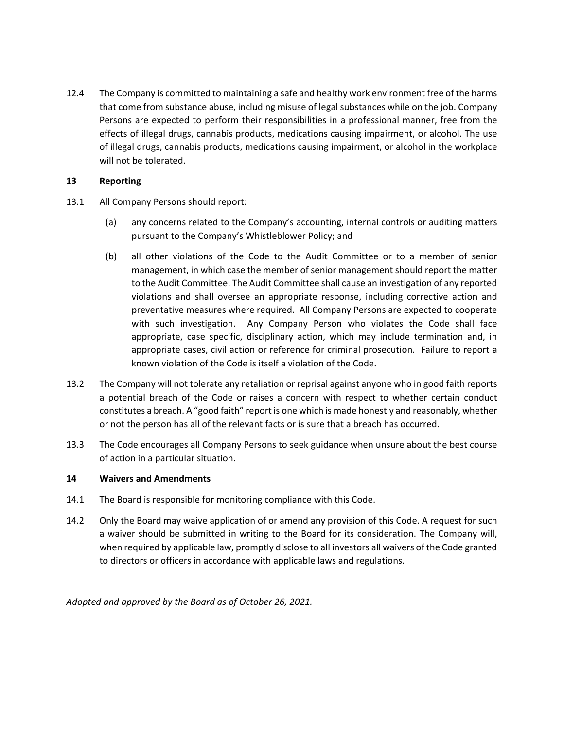12.4 The Company is committed to maintaining a safe and healthy work environment free of the harms that come from substance abuse, including misuse of legal substances while on the job. Company Persons are expected to perform their responsibilities in a professional manner, free from the effects of illegal drugs, cannabis products, medications causing impairment, or alcohol. The use of illegal drugs, cannabis products, medications causing impairment, or alcohol in the workplace will not be tolerated.

## 13 Reporting

13.1 All Company Persons should report:

(a) any concerns related to the Company's accounting, internal controls or auditing matters pursuant to the Company's Whistleblower Policy; and

(b) all other violations of the Code to the Audit Committee or to a member of senior management, in which case the member of senior management should report the matter to the Audit Committee. The Audit Committee shall cause an investigation of any reported violations and shall oversee an appropriate response, including corrective action and preventative measures where required. All Company Persons are expected to cooperate with such investigation. Any Company Person who violates the Code shall face appropriate, case specific, disciplinary action, which may include termination and, in appropriate cases, civil action or reference for criminal prosecution. Failure to report a known violation of the Code is itself a violation of the Code.

13.2 The Company will not tolerate any retaliation or reprisal against anyone who in good faith reports a potential breach of the Code or raises a concern with respect to whether certain conduct constitutes a breach. A "good faith" report is one which is made honestly and reasonably, whether or not the person has all of the relevant facts or is sure that a breach has occurred.

13.3 The Code encourages all Company Persons to seek guidance when unsure about the best course of action in a particular situation.

## 14 Waivers and Amendments

14.1 The Board is responsible for monitoring compliance with this Code.

14.2 Only the Board may waive application of or amend any provision of this Code. A request for such a waiver should be submitted in writing to the Board for its consideration. The Company will, when required by applicable law, promptly disclose to all investors all waivers of the Code granted to directors or officers in accordance with applicable laws and regulations.

*Adopted and approved by the Board as of October 26, 2021.*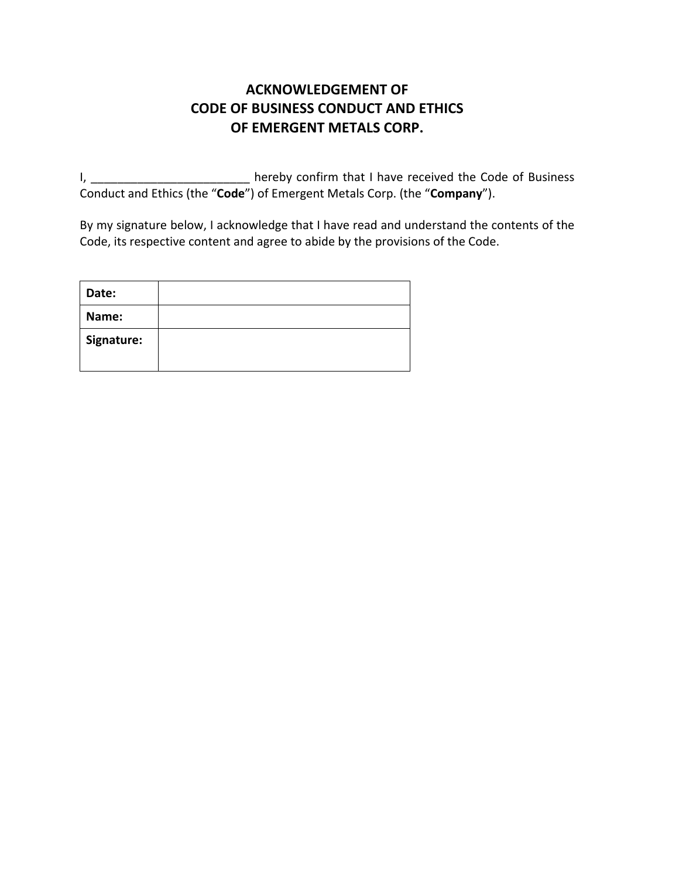# ACKNOWLEDGEMENT OF CODE OF BUSINESS CONDUCT AND ETHICS OF EMERGENT METALS CORP.

I, ________________________ hereby confirm that I have received the Code of Business Conduct and Ethics (the "**Code**") of Emergent Metals Corp. (the "**Company**").

By my signature below, I acknowledge that I have read and understand the contents of the Code, its respective content and agree to abide by the provisions of the Code.

| | |
|---|---|
| **Date:** | |
| **Name:** | |
| **Signature:** | |